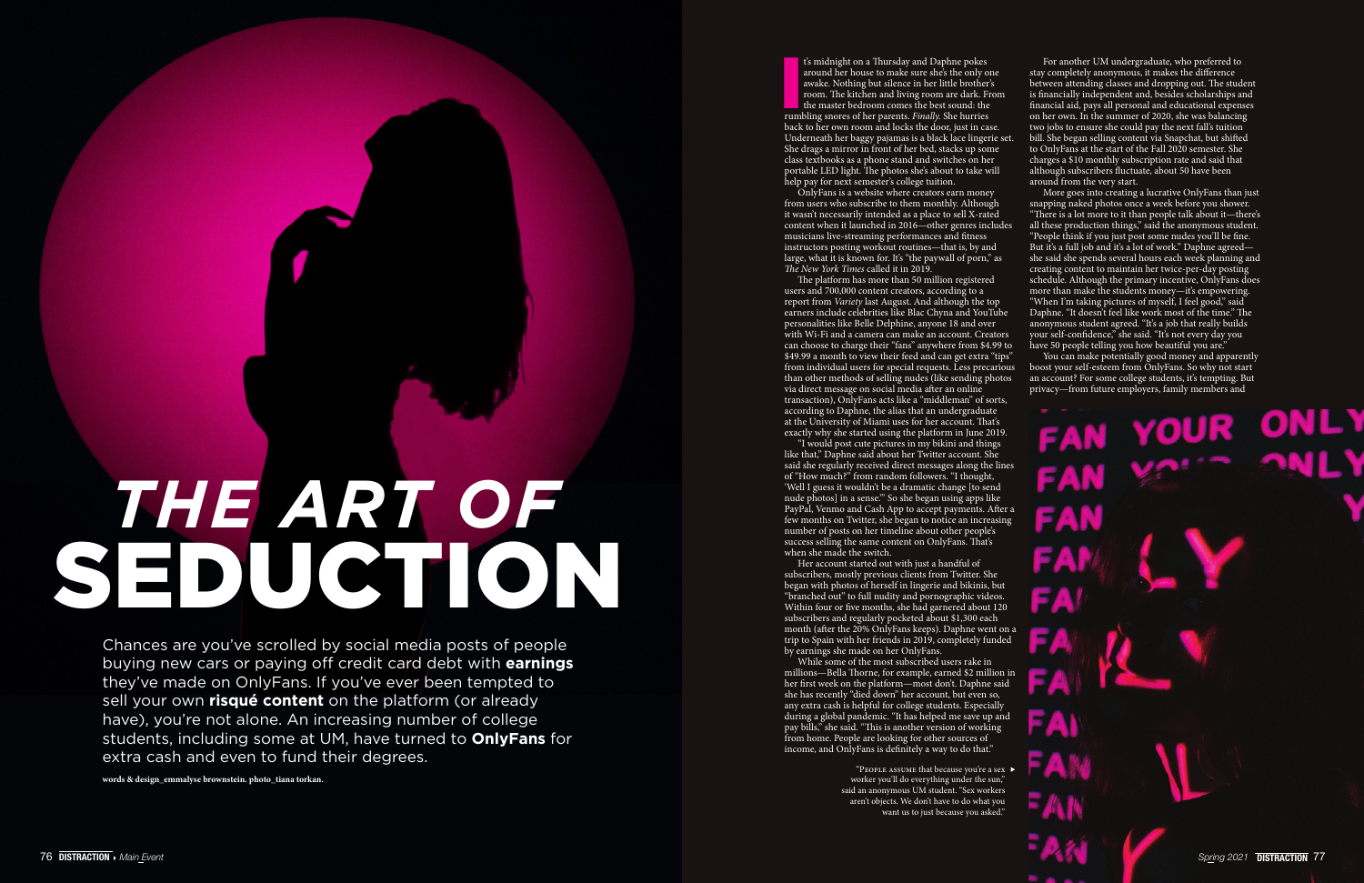# THE ART OF SEDUCTION

Chances are you've scrolled by social media posts of people buying new cars or paying off credit card debt with **earnings** they've made on OnlyFans. If you've ever been tempted to sell your own **risqué content** on the platform (or already have), you're not alone. An increasing number of college students, including some at UM, have turned to **OnlyFans** for extra cash and even to fund their degrees.

**words & design_emmalyse brownstein. photo_tiana torkan.**

It's midnight on a Thursday and Daphne pokes around her house to make sure she's the only one awake. Nothing but silence in her little brother's room. The kitchen and living room are dark. From the master bedroom comes the best sound: the rumbling snores of her parents. *Finally.* She hurries back to her own room and locks the door, just in case. Underneath her baggy pajamas is a black lace lingerie set. She drags a mirror in front of her bed, stacks up some class textbooks as a phone stand and switches on her portable LED light. The photos she's about to take will help pay for next semester's college tuition.

OnlyFans is a website where creators earn money from users who subscribe to them monthly. Although it wasn't necessarily intended as a place to sell X-rated content when it launched in 2016—other genres includes musicians live-streaming performances and fitness instructors posting workout routines—that is, by and large, what it is known for. It's "the paywall of porn," as *The New York Times* called it in 2019.

The platform has more than 50 million registered users and 700,000 content creators, according to a report from *Variety* last August. And although the top earners include celebrities like Blac Chyna and YouTube personalities like Belle Delphine, anyone 18 and over with Wi-Fi and a camera can make an account. Creators can choose to charge their "fans" anywhere from $4.99 to $49.99 a month to view their feed and can get extra "tips" from individual users for special requests. Less precarious than other methods of selling nudes (like sending photos via direct message on social media after an online transaction), OnlyFans acts like a "middleman" of sorts, according to Daphne, the alias that an undergraduate at the University of Miami uses for her account. That's exactly why she started using the platform in June 2019.

"I would post cute pictures in my bikini and things like that," Daphne said about her Twitter account. She said she regularly received direct messages along the lines of "How much?" from random followers. "I thought, 'Well I guess it wouldn't be a dramatic change [to send nude photos] in a sense.'" So she began using apps like PayPal, Venmo and Cash App to accept payments. After a few months on Twitter, she began to notice an increasing number of posts on her timeline about other people's success selling the same content on OnlyFans. That's when she made the switch.

Her account started out with just a handful of subscribers, mostly previous clients from Twitter. She began with photos of herself in lingerie and bikinis, but "branched out" to full nudity and pornographic videos. Within four or five months, she had garnered about 120 subscribers and regularly pocketed about $1,300 each month (after the 20% OnlyFans keeps). Daphne went on a trip to Spain with her friends in 2019, completely funded by earnings she made on her OnlyFans.

While some of the most subscribed users rake in millions—Bella Thorne, for example, earned $2 million in her first week on the platform—most don't. Daphne said she has recently "died down" her account, but even so, any extra cash is helpful for college students. Especially during a global pandemic. "It has helped me save up and pay bills," she said. "This is another version of working from home. People are looking for other sources of income, and OnlyFans is definitely a way to do that."

> "People assume that because you're a sex worker you'll do everything under the sun," said an anonymous UM student. "Sex workers aren't objects. We don't have to do what you want us to just because you asked."

For another UM undergraduate, who preferred to stay completely anonymous, it makes the difference between attending classes and dropping out. The student is financially independent and, besides scholarships and financial aid, pays all personal and educational expenses on her own. In the summer of 2020, she was balancing two jobs to ensure she could pay the next fall's tuition bill. She began selling content via Snapchat, but shifted to OnlyFans at the start of the Fall 2020 semester. She charges a $10 monthly subscription rate and said that although subscribers fluctuate, about 50 have been around from the very start.

More goes into creating a lucrative OnlyFans than just snapping naked photos once a week before you shower. "There is a lot more to it than people talk about it—there's all these production things," said the anonymous student. "People think if you just post some nudes you'll be fine. But it's a full job and it's a lot of work." Daphne agreed—she said she spends several hours each week planning and creating content to maintain her twice-per-day posting schedule. Although the primary incentive, OnlyFans does more than make the students money—it's empowering. "When I'm taking pictures of myself, I feel good," said Daphne. "It doesn't feel like work most of the time." The anonymous student agreed. "It's a job that really builds your self-confidence," she said. "It's not every day you have 50 people telling you how beautiful you are."

You can make potentially good money and apparently boost your self-esteem from OnlyFans. So why not start an account? For some college students, it's tempting. But privacy—from future employers, family members and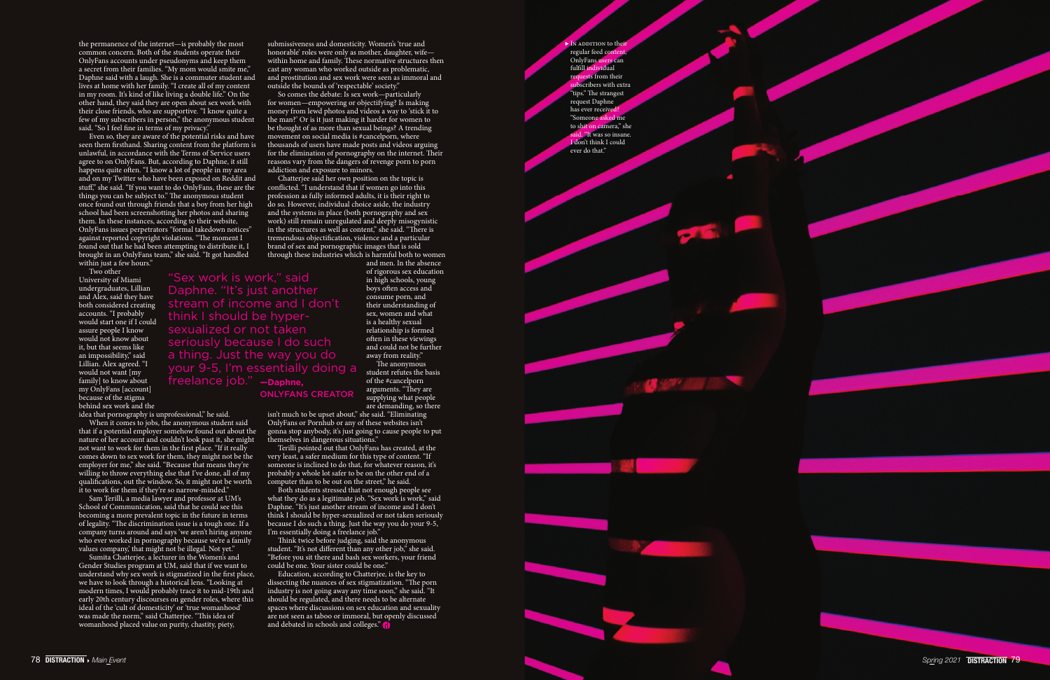the permanence of the internet—is probably the most common concern. Both of the students operate their OnlyFans accounts under pseudonyms and keep them a secret from their families. "My mom would smite me," Daphne said with a laugh. She is a commuter student and lives at home with her family. "I create all of my content in my room. It's kind of like living a double life." On the other hand, they said they are open about sex work with their close friends, who are supportive. "I know quite a few of my subscribers in person," the anonymous student said. "So I feel fine in terms of my privacy."

Even so, they are aware of the potential risks and have seen them firsthand. Sharing content from the platform is unlawful, in accordance with the Terms of Service users agree to on OnlyFans. But, according to Daphne, it still happens quite often. "I know a lot of people in my area and on my Twitter who have been exposed on Reddit and stuff," she said. "If you want to do OnlyFans, these are the things you can be subject to." The anonymous student once found out through friends that a boy from her high school had been screenshotting her photos and sharing them. In these instances, according to their website, OnlyFans issues perpetrators "formal takedown notices" against reported copyright violations. "The moment I found out that he had been attempting to distribute it, I brought in an OnlyFans team," she said. "It got handled within just a few hours."

Two other University of Miami undergraduates, Lillian and Alex, said they have both considered creating accounts. "I probably would start one if I could assure people I know would not know about it, but that seems like an impossibility," said Lillian. Alex agreed. "I would not want [my family] to know about my OnlyFans [account] because of the stigma behind sex work and the idea that pornography is unprofessional," he said.

> "Sex work is work," said Daphne. "It's just another stream of income and I don't think I should be hyper-sexualized or not taken seriously because I do such a thing. Just the way you do your 9-5, I'm essentially doing a freelance job." **—Daphne, ONLYFANS CREATOR**

When it comes to jobs, the anonymous student said that if a potential employer somehow found out about the nature of her account and couldn't look past it, she might not want to work for them in the first place. "If it really comes down to sex work for them, they might not be the employer for me," she said. "Because that means they're willing to throw everything else that I've done, all of my qualifications, out the window. So, it might not be worth it to work for them if they're so narrow-minded."

Sam Terilli, a media lawyer and professor at UM's School of Communication, said that he could see this becoming a more prevalent topic in the future in terms of legality. "The discrimination issue is a tough one. If a company turns around and says 'we aren't hiring anyone who ever worked in pornography because we're a family values company,' that might not be illegal. Not yet."

Sumita Chatterjee, a lecturer in the Women's and Gender Studies program at UM, said that if we want to understand why sex work is stigmatized in the first place, we have to look through a historical lens. "Looking at modern times, I would probably trace it to mid-19th and early 20th century discourses on gender roles, where this ideal of the 'cult of domesticity' or 'true womanhood' was made the norm," said Chatterjee. "This idea of womanhood placed value on purity, chastity, piety, submissiveness and domesticity. Women's 'true and honorable' roles were only as mother, daughter, wife—within home and family. These normative structures then cast any woman who worked outside as problematic, and prostitution and sex work were seen as immoral and outside the bounds of 'respectable' society."

So comes the debate: Is sex work—particularly for women—empowering or objectifying? Is making money from lewd photos and videos a way to 'stick it to the man?' Or is it just making it harder for women to be thought of as more than sexual beings? A trending movement on social media is #cancelporn, where thousands of users have made posts and videos arguing for the elimination of pornography on the internet. Their reasons vary from the dangers of revenge porn to porn addiction and exposure to minors.

Chatterjee said her own position on the topic is conflicted. "I understand that if women go into this profession as fully informed adults, it is their right to do so. However, individual choice aside, the industry and the systems in place (both pornography and sex work) still remain unregulated and deeply misogynistic in the structures as well as content," she said. "There is tremendous objectification, violence and a particular brand of sex and pornographic images that is sold through these industries which is harmful both to women and men. In the absence of rigorous sex education in high schools, young boys often access and consume porn, and their understanding of sex, women and what is a healthy sexual relationship is formed often in these viewings and could not be further away from reality."

The anonymous student refutes the basis of the #cancelporn arguments. "They are supplying what people are demanding, so there isn't much to be upset about," she said. "Eliminating OnlyFans or Pornhub or any of these websites isn't gonna stop anybody, it's just going to cause people to put themselves in dangerous situations."

Terilli pointed out that OnlyFans has created, at the very least, a safer medium for this type of content. "If someone is inclined to do that, for whatever reason, it's probably a whole lot safer to be on the other end of a computer than to be out on the street," he said.

Both students stressed that not enough people see what they do as a legitimate job. "Sex work is work," said Daphne. "It's just another stream of income and I don't think I should be hyper-sexualized or not taken seriously because I do such a thing. Just the way you do your 9-5, I'm essentially doing a freelance job."

Think twice before judging, said the anonymous student. "It's not different than any other job," she said. "Before you sit there and bash sex workers, your friend could be one. Your sister could be one."

Education, according to Chatterjee, is the key to dissecting the nuances of sex stigmatization. "The porn industry is not going away any time soon," she said. "It should be regulated, and there needs to be alternate spaces where discussions on sex education and sexuality are not seen as taboo or immoral, but openly discussed and debated in schools and colleges."

▶ IN ADDITION to their regular feed content, OnlyFans users can fulfill individual requests from their subscribers with extra "tips." The strangest request Daphne has ever received? "Someone asked me to shit on camera," she said. "It was so insane. I don't think I could ever do that."